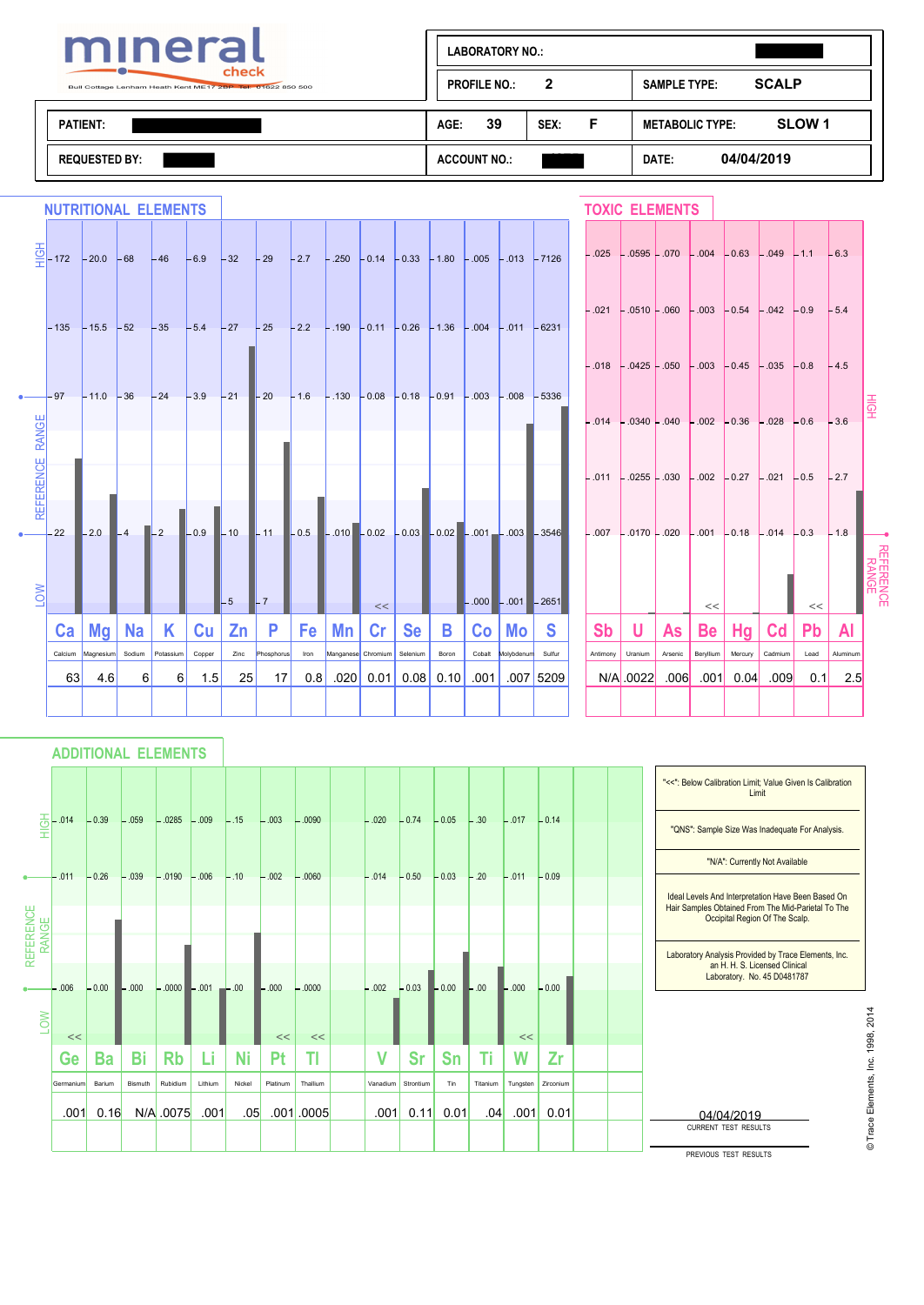# mineral check

Bull Cottage Lenham Heath Kent ME17 2BP Tel: 01622 850 500

| | | | |
|---|---|---|---|
| LABORATORY NO.: | | | |
| PROFILE NO.: 2 | | SAMPLE TYPE: SCALP | |
| PATIENT: | AGE: 39 | SEX: F | METABOLIC TYPE: SLOW 1 |
| REQUESTED BY: | ACCOUNT NO.: | | DATE: 04/04/2019 |

## NUTRITIONAL ELEMENTS

| | Ca | Mg | Na | K | Cu | Zn | P | Fe | Mn | Cr | Se | B | Co | Mo | S |
|---|---|---|---|---|---|---|---|---|---|---|---|---|---|---|---|
| | Calcium | Magnesium | Sodium | Potassium | Copper | Zinc | Phosphorus | Iron | Manganese | Chromium | Selenium | Boron | Cobalt | Molybdenum | Sulfur |
| HIGH | 172 | 20.0 | 68 | 46 | 6.9 | 32 | 29 | 2.7 | .250 | 0.14 | 0.33 | 1.80 | .005 | .013 | 7126 |
| | 135 | 15.5 | 52 | 35 | 5.4 | 27 | 25 | 2.2 | .190 | 0.11 | 0.26 | 1.36 | .004 | .011 | 6231 |
| REFERENCE RANGE | 97 | 11.0 | 36 | 24 | 3.9 | 21 | 20 | 1.6 | .130 | 0.08 | 0.18 | 0.91 | .003 | .008 | 5336 |
| | 22 | 2.0 | 4 | 2 | 0.9 | 10 | 11 | 0.5 | .010 | 0.02 | 0.03 | 0.02 | .001 | .003 | 3546 |
| LOW | | | | | | 5 | 7 | | | << | | | .000 | .001 | 2651 |
| Result | 63 | 4.6 | 6 | 6 | 1.5 | 25 | 17 | 0.8 | .020 | 0.01 | 0.08 | 0.10 | .001 | .007 | 5209 |

## TOXIC ELEMENTS

| | Sb | U | As | Be | Hg | Cd | Pb | Al |
|---|---|---|---|---|---|---|---|---|
| | Antimony | Uranium | Arsenic | Beryllium | Mercury | Cadmium | Lead | Aluminum |
| HIGH | .025 | .0595 | .070 | .004 | 0.63 | .049 | 1.1 | 6.3 |
| | .021 | .0510 | .060 | .003 | 0.54 | .042 | 0.9 | 5.4 |
| | .018 | .0425 | .050 | .003 | 0.45 | .035 | 0.8 | 4.5 |
| | .014 | .0340 | .040 | .002 | 0.36 | .028 | 0.6 | 3.6 |
| | .011 | .0255 | .030 | .002 | 0.27 | .021 | 0.5 | 2.7 |
| REFERENCE RANGE | .007 | .0170 | .020 | .001 | 0.18 | .014 | 0.3 | 1.8 |
| | | | | << | | | << | |
| Result | N/A | .0022 | .006 | .001 | 0.04 | .009 | 0.1 | 2.5 |

## ADDITIONAL ELEMENTS

| | Ge | Ba | Bi | Rb | Li | Ni | Pt | Tl | V | Sr | Sn | Ti | W | Zr |
|---|---|---|---|---|---|---|---|---|---|---|---|---|---|---|
| | Germanium | Barium | Bismuth | Rubidium | Lithium | Nickel | Platinum | Thallium | Vanadium | Strontium | Tin | Titanium | Tungsten | Zirconium |
| HIGH | .014 | 0.39 | .059 | .0285 | .009 | .15 | .003 | .0090 | .020 | 0.74 | 0.05 | .30 | .017 | 0.14 |
| REFERENCE RANGE | .011 | 0.26 | .039 | .0190 | .006 | .10 | .002 | .0060 | .014 | 0.50 | 0.03 | .20 | .011 | 0.09 |
| | .006 | 0.00 | .000 | .0000 | .001 | .00 | .000 | .0000 | .002 | 0.03 | 0.00 | .00 | .000 | 0.00 |
| LOW | << | | | | | | << | << | | | | | << | |
| Result | .001 | 0.16 | N/A | .0075 | .001 | .05 | .001 | .0005 | .001 | 0.11 | 0.01 | .04 | .001 | 0.01 |

"<<": Below Calibration Limit; Value Given Is Calibration Limit

"QNS": Sample Size Was Inadequate For Analysis.

"N/A": Currently Not Available

Ideal Levels And Interpretation Have Been Based On Hair Samples Obtained From The Mid-Parietal To The Occipital Region Of The Scalp.

Laboratory Analysis Provided by Trace Elements, Inc. an H. H. S. Licensed Clinical Laboratory. No. 45 D0481787

04/04/2019
CURRENT TEST RESULTS

PREVIOUS TEST RESULTS

© Trace Elements, Inc. 1998, 2014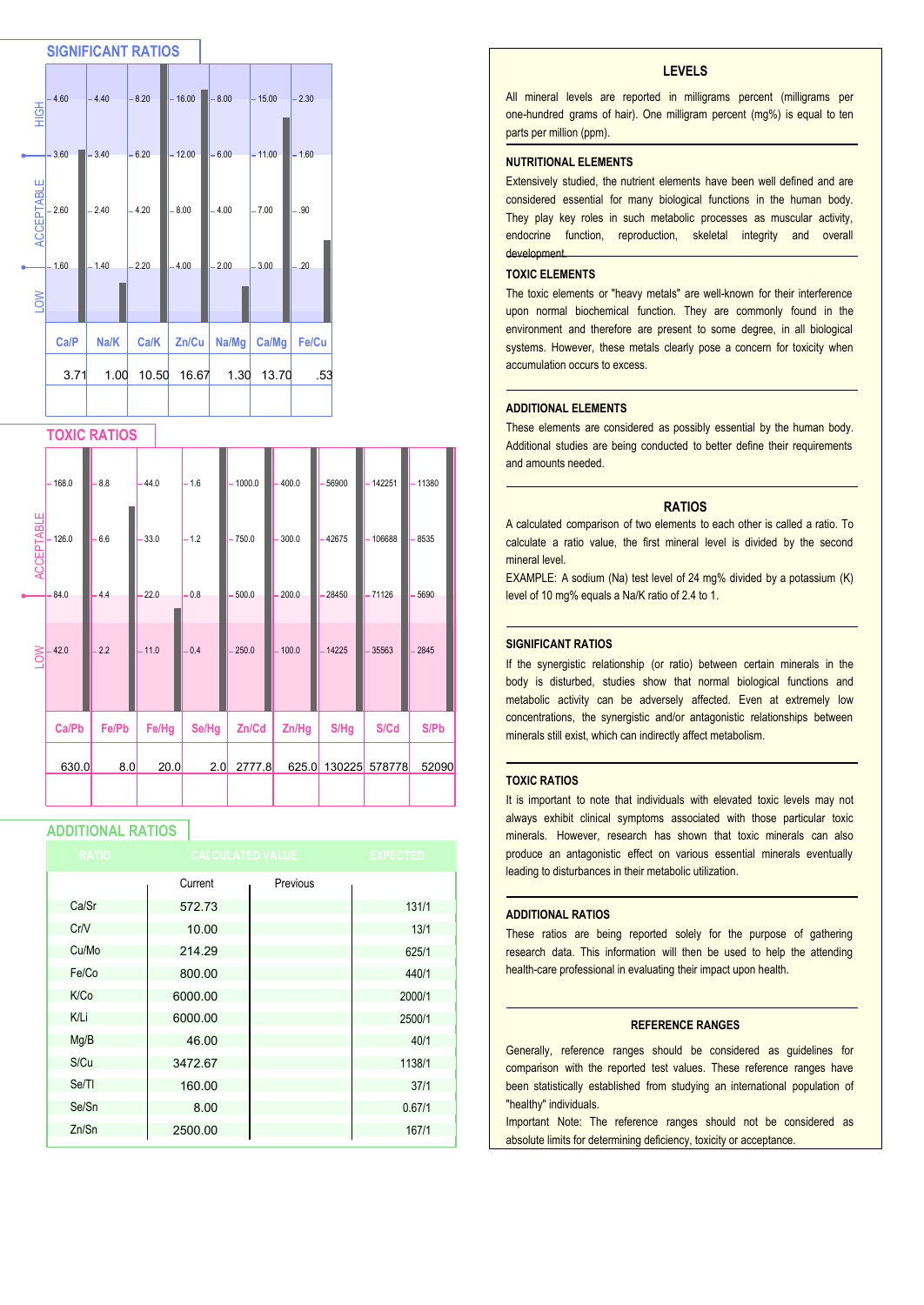## SIGNIFICANT RATIOS

| | Ca/P | Na/K | Ca/K | Zn/Cu | Na/Mg | Ca/Mg | Fe/Cu |
|---|---|---|---|---|---|---|---|
| HIGH | 4.60 | 4.40 | 8.20 | 16.00 | 8.00 | 15.00 | 2.30 |
| | 3.60 | 3.40 | 6.20 | 12.00 | 6.00 | 11.00 | 1.60 |
| ACCEPTABLE | 2.60 | 2.40 | 4.20 | 8.00 | 4.00 | 7.00 | .90 |
| | 1.60 | 1.40 | 2.20 | 4.00 | 2.00 | 3.00 | .20 |
| LOW | | | | | | | |
| Result | 3.71 | 1.00 | 10.50 | 16.67 | 1.30 | 13.70 | .53 |

## TOXIC RATIOS

| | Ca/Pb | Fe/Pb | Fe/Hg | Se/Hg | Zn/Cd | Zn/Hg | S/Hg | S/Cd | S/Pb |
|---|---|---|---|---|---|---|---|---|---|
| | 168.0 | 8.8 | 44.0 | 1.6 | 1000.0 | 400.0 | 56900 | 142251 | 11380 |
| ACCEPTABLE | 126.0 | 6.6 | 33.0 | 1.2 | 750.0 | 300.0 | 42675 | 106688 | 8535 |
| | 84.0 | 4.4 | 22.0 | 0.8 | 500.0 | 200.0 | 28450 | 71126 | 5690 |
| LOW | 42.0 | 2.2 | 11.0 | 0.4 | 250.0 | 100.0 | 14225 | 35563 | 2845 |
| Result | 630.0 | 8.0 | 20.0 | 2.0 | 2777.8 | 625.0 | 130225 | 578778 | 52090 |

## ADDITIONAL RATIOS

| RATIO | CALCULATED VALUE Current | Previous | EXPECTED |
|---|---|---|---|
| Ca/Sr | 572.73 | | 131/1 |
| Cr/V | 10.00 | | 13/1 |
| Cu/Mo | 214.29 | | 625/1 |
| Fe/Co | 800.00 | | 440/1 |
| K/Co | 6000.00 | | 2000/1 |
| K/Li | 6000.00 | | 2500/1 |
| Mg/B | 46.00 | | 40/1 |
| S/Cu | 3472.67 | | 1138/1 |
| Se/Tl | 160.00 | | 37/1 |
| Se/Sn | 8.00 | | 0.67/1 |
| Zn/Sn | 2500.00 | | 167/1 |

## LEVELS

All mineral levels are reported in milligrams percent (milligrams per one-hundred grams of hair). One milligram percent (mg%) is equal to ten parts per million (ppm).

### NUTRITIONAL ELEMENTS

Extensively studied, the nutrient elements have been well defined and are considered essential for many biological functions in the human body. They play key roles in such metabolic processes as muscular activity, endocrine function, reproduction, skeletal integrity and overall development.

### TOXIC ELEMENTS

The toxic elements or "heavy metals" are well-known for their interference upon normal biochemical function. They are commonly found in the environment and therefore are present to some degree, in all biological systems. However, these metals clearly pose a concern for toxicity when accumulation occurs to excess.

### ADDITIONAL ELEMENTS

These elements are considered as possibly essential by the human body. Additional studies are being conducted to better define their requirements and amounts needed.

## RATIOS

A calculated comparison of two elements to each other is called a ratio. To calculate a ratio value, the first mineral level is divided by the second mineral level.

EXAMPLE: A sodium (Na) test level of 24 mg% divided by a potassium (K) level of 10 mg% equals a Na/K ratio of 2.4 to 1.

### SIGNIFICANT RATIOS

If the synergistic relationship (or ratio) between certain minerals in the body is disturbed, studies show that normal biological functions and metabolic activity can be adversely affected. Even at extremely low concentrations, the synergistic and/or antagonistic relationships between minerals still exist, which can indirectly affect metabolism.

### TOXIC RATIOS

It is important to note that individuals with elevated toxic levels may not always exhibit clinical symptoms associated with those particular toxic minerals. However, research has shown that toxic minerals can also produce an antagonistic effect on various essential minerals eventually leading to disturbances in their metabolic utilization.

### ADDITIONAL RATIOS

These ratios are being reported solely for the purpose of gathering research data. This information will then be used to help the attending health-care professional in evaluating their impact upon health.

## REFERENCE RANGES

Generally, reference ranges should be considered as guidelines for comparison with the reported test values. These reference ranges have been statistically established from studying an international population of "healthy" individuals.

Important Note: The reference ranges should not be considered as absolute limits for determining deficiency, toxicity or acceptance.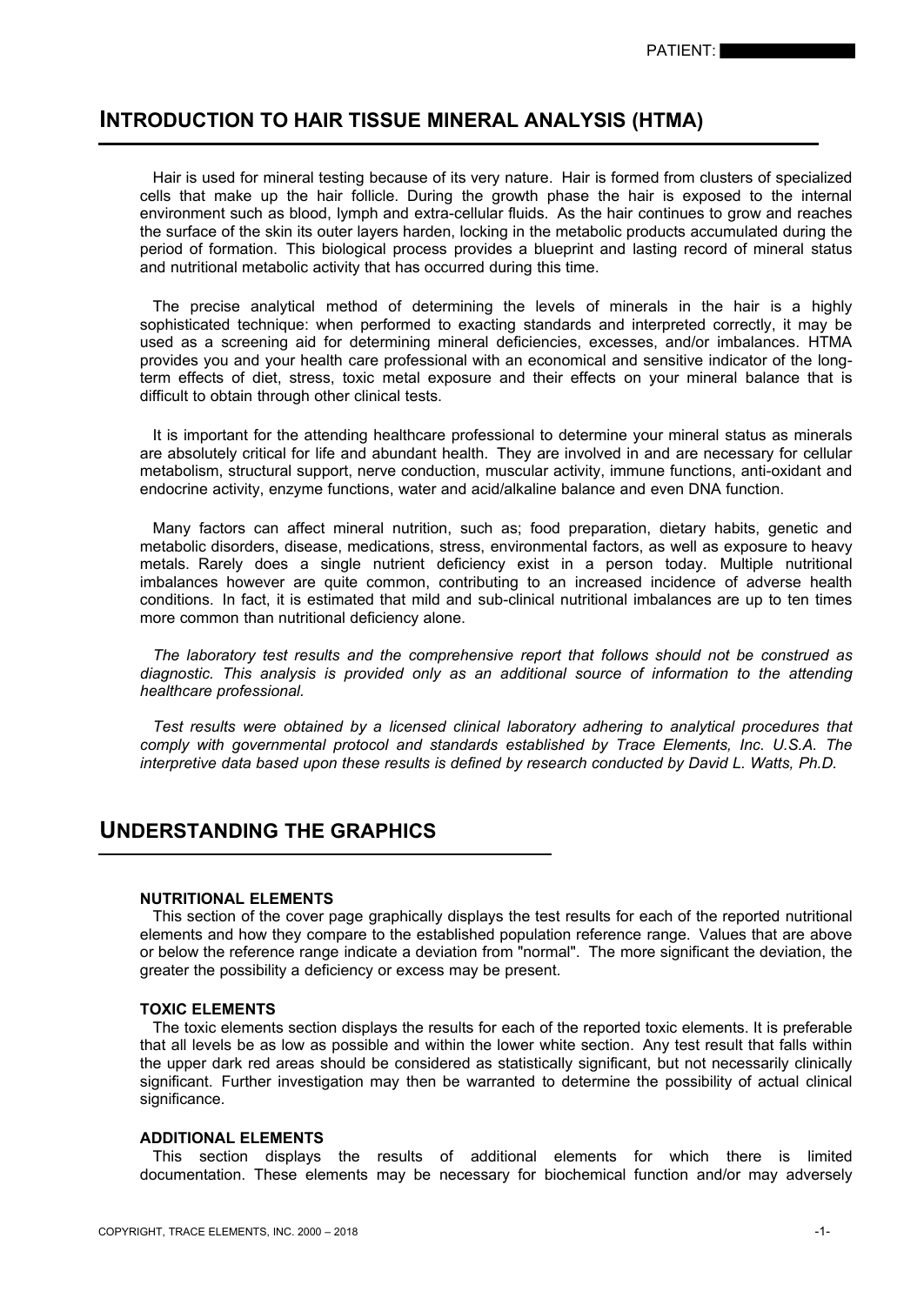PATIENT: ██████

## INTRODUCTION TO HAIR TISSUE MINERAL ANALYSIS (HTMA)

Hair is used for mineral testing because of its very nature. Hair is formed from clusters of specialized cells that make up the hair follicle. During the growth phase the hair is exposed to the internal environment such as blood, lymph and extra-cellular fluids. As the hair continues to grow and reaches the surface of the skin its outer layers harden, locking in the metabolic products accumulated during the period of formation. This biological process provides a blueprint and lasting record of mineral status and nutritional metabolic activity that has occurred during this time.

The precise analytical method of determining the levels of minerals in the hair is a highly sophisticated technique: when performed to exacting standards and interpreted correctly, it may be used as a screening aid for determining mineral deficiencies, excesses, and/or imbalances. HTMA provides you and your health care professional with an economical and sensitive indicator of the long-term effects of diet, stress, toxic metal exposure and their effects on your mineral balance that is difficult to obtain through other clinical tests.

It is important for the attending healthcare professional to determine your mineral status as minerals are absolutely critical for life and abundant health. They are involved in and are necessary for cellular metabolism, structural support, nerve conduction, muscular activity, immune functions, anti-oxidant and endocrine activity, enzyme functions, water and acid/alkaline balance and even DNA function.

Many factors can affect mineral nutrition, such as; food preparation, dietary habits, genetic and metabolic disorders, disease, medications, stress, environmental factors, as well as exposure to heavy metals. Rarely does a single nutrient deficiency exist in a person today. Multiple nutritional imbalances however are quite common, contributing to an increased incidence of adverse health conditions. In fact, it is estimated that mild and sub-clinical nutritional imbalances are up to ten times more common than nutritional deficiency alone.

*The laboratory test results and the comprehensive report that follows should not be construed as diagnostic. This analysis is provided only as an additional source of information to the attending healthcare professional.*

*Test results were obtained by a licensed clinical laboratory adhering to analytical procedures that comply with governmental protocol and standards established by Trace Elements, Inc. U.S.A. The interpretive data based upon these results is defined by research conducted by David L. Watts, Ph.D.*

## UNDERSTANDING THE GRAPHICS

#### NUTRITIONAL ELEMENTS

This section of the cover page graphically displays the test results for each of the reported nutritional elements and how they compare to the established population reference range. Values that are above or below the reference range indicate a deviation from "normal". The more significant the deviation, the greater the possibility a deficiency or excess may be present.

#### TOXIC ELEMENTS

The toxic elements section displays the results for each of the reported toxic elements. It is preferable that all levels be as low as possible and within the lower white section. Any test result that falls within the upper dark red areas should be considered as statistically significant, but not necessarily clinically significant. Further investigation may then be warranted to determine the possibility of actual clinical significance.

#### ADDITIONAL ELEMENTS

This section displays the results of additional elements for which there is limited documentation. These elements may be necessary for biochemical function and/or may adversely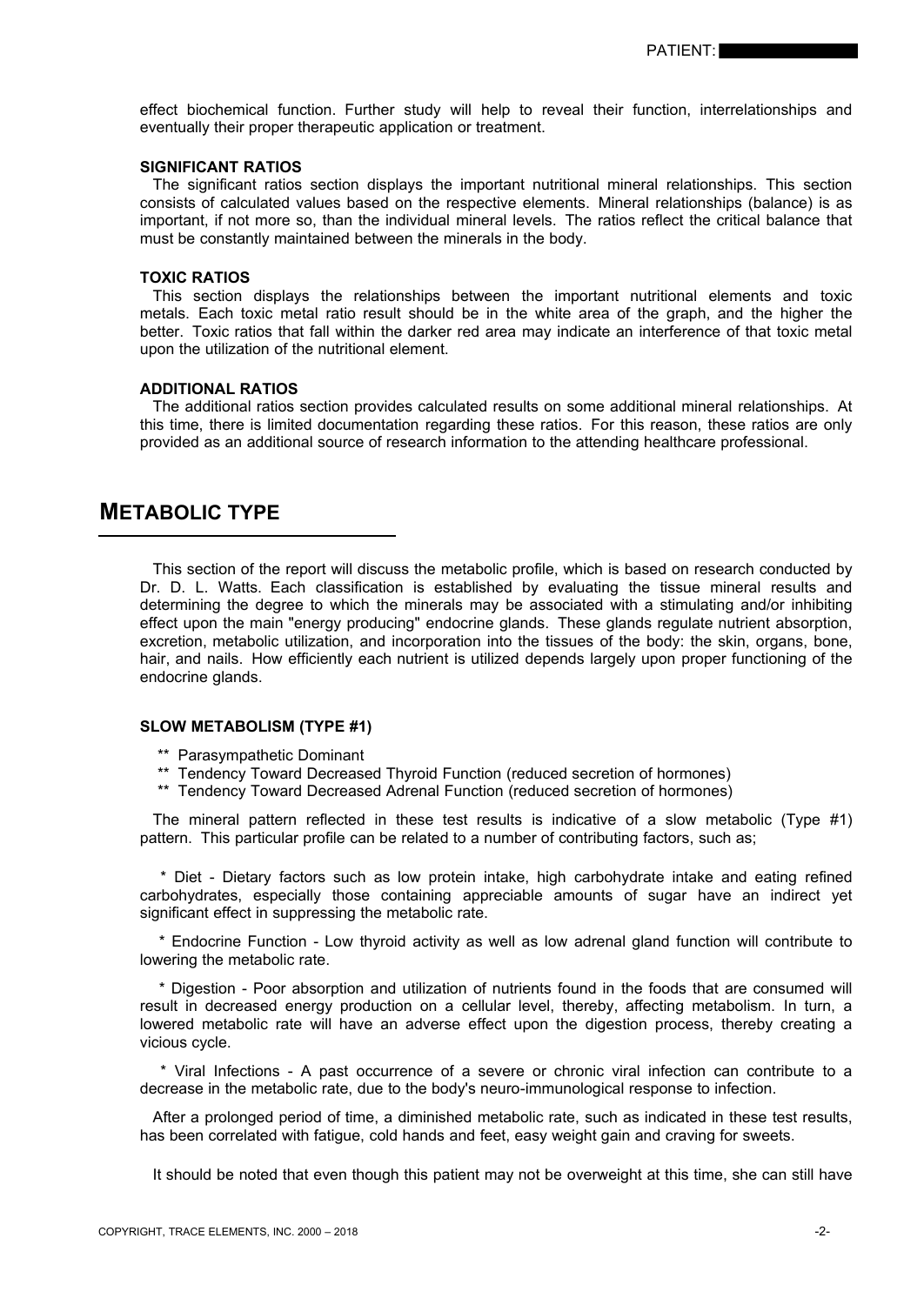effect biochemical function. Further study will help to reveal their function, interrelationships and eventually their proper therapeutic application or treatment.

**SIGNIFICANT RATIOS**

The significant ratios section displays the important nutritional mineral relationships. This section consists of calculated values based on the respective elements. Mineral relationships (balance) is as important, if not more so, than the individual mineral levels. The ratios reflect the critical balance that must be constantly maintained between the minerals in the body.

**TOXIC RATIOS**

This section displays the relationships between the important nutritional elements and toxic metals. Each toxic metal ratio result should be in the white area of the graph, and the higher the better. Toxic ratios that fall within the darker red area may indicate an interference of that toxic metal upon the utilization of the nutritional element.

**ADDITIONAL RATIOS**

The additional ratios section provides calculated results on some additional mineral relationships. At this time, there is limited documentation regarding these ratios. For this reason, these ratios are only provided as an additional source of research information to the attending healthcare professional.

## METABOLIC TYPE

This section of the report will discuss the metabolic profile, which is based on research conducted by Dr. D. L. Watts. Each classification is established by evaluating the tissue mineral results and determining the degree to which the minerals may be associated with a stimulating and/or inhibiting effect upon the main "energy producing" endocrine glands. These glands regulate nutrient absorption, excretion, metabolic utilization, and incorporation into the tissues of the body: the skin, organs, bone, hair, and nails. How efficiently each nutrient is utilized depends largely upon proper functioning of the endocrine glands.

**SLOW METABOLISM (TYPE #1)**

** Parasympathetic Dominant
** Tendency Toward Decreased Thyroid Function (reduced secretion of hormones)
** Tendency Toward Decreased Adrenal Function (reduced secretion of hormones)

The mineral pattern reflected in these test results is indicative of a slow metabolic (Type #1) pattern. This particular profile can be related to a number of contributing factors, such as;

* Diet - Dietary factors such as low protein intake, high carbohydrate intake and eating refined carbohydrates, especially those containing appreciable amounts of sugar have an indirect yet significant effect in suppressing the metabolic rate.

* Endocrine Function - Low thyroid activity as well as low adrenal gland function will contribute to lowering the metabolic rate.

* Digestion - Poor absorption and utilization of nutrients found in the foods that are consumed will result in decreased energy production on a cellular level, thereby, affecting metabolism. In turn, a lowered metabolic rate will have an adverse effect upon the digestion process, thereby creating a vicious cycle.

* Viral Infections - A past occurrence of a severe or chronic viral infection can contribute to a decrease in the metabolic rate, due to the body's neuro-immunological response to infection.

After a prolonged period of time, a diminished metabolic rate, such as indicated in these test results, has been correlated with fatigue, cold hands and feet, easy weight gain and craving for sweets.

It should be noted that even though this patient may not be overweight at this time, she can still have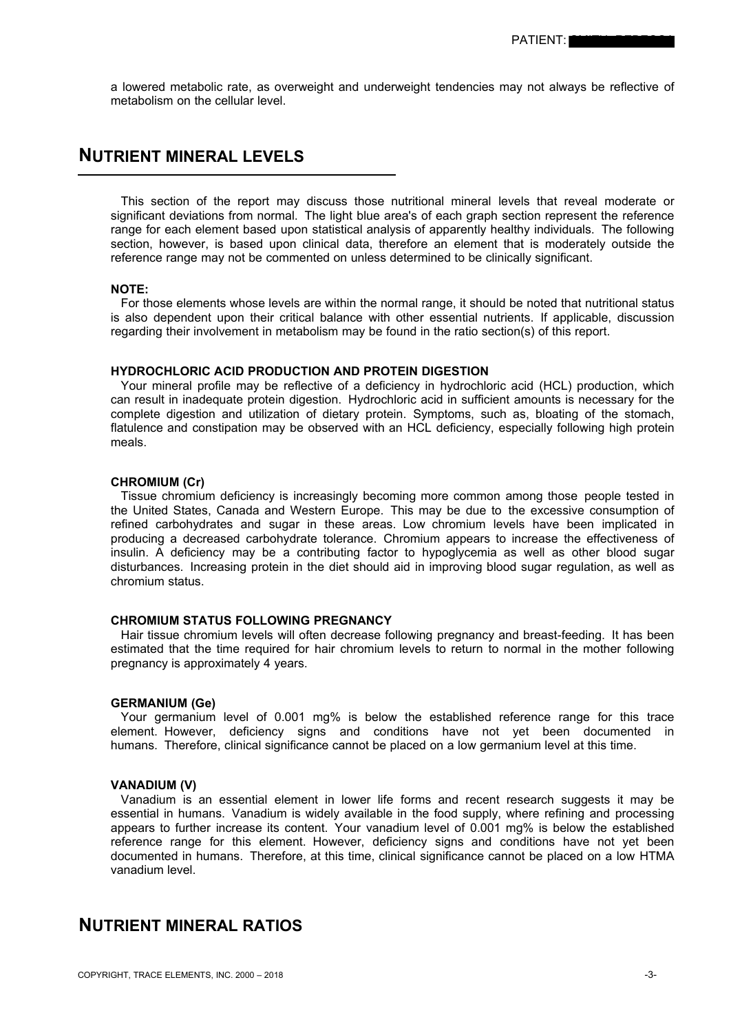a lowered metabolic rate, as overweight and underweight tendencies may not always be reflective of metabolism on the cellular level.

## NUTRIENT MINERAL LEVELS

This section of the report may discuss those nutritional mineral levels that reveal moderate or significant deviations from normal. The light blue area's of each graph section represent the reference range for each element based upon statistical analysis of apparently healthy individuals. The following section, however, is based upon clinical data, therefore an element that is moderately outside the reference range may not be commented on unless determined to be clinically significant.

**NOTE:**

For those elements whose levels are within the normal range, it should be noted that nutritional status is also dependent upon their critical balance with other essential nutrients. If applicable, discussion regarding their involvement in metabolism may be found in the ratio section(s) of this report.

**HYDROCHLORIC ACID PRODUCTION AND PROTEIN DIGESTION**

Your mineral profile may be reflective of a deficiency in hydrochloric acid (HCL) production, which can result in inadequate protein digestion. Hydrochloric acid in sufficient amounts is necessary for the complete digestion and utilization of dietary protein. Symptoms, such as, bloating of the stomach, flatulence and constipation may be observed with an HCL deficiency, especially following high protein meals.

**CHROMIUM (Cr)**

Tissue chromium deficiency is increasingly becoming more common among those people tested in the United States, Canada and Western Europe. This may be due to the excessive consumption of refined carbohydrates and sugar in these areas. Low chromium levels have been implicated in producing a decreased carbohydrate tolerance. Chromium appears to increase the effectiveness of insulin. A deficiency may be a contributing factor to hypoglycemia as well as other blood sugar disturbances. Increasing protein in the diet should aid in improving blood sugar regulation, as well as chromium status.

**CHROMIUM STATUS FOLLOWING PREGNANCY**

Hair tissue chromium levels will often decrease following pregnancy and breast-feeding. It has been estimated that the time required for hair chromium levels to return to normal in the mother following pregnancy is approximately 4 years.

**GERMANIUM (Ge)**

Your germanium level of 0.001 mg% is below the established reference range for this trace element. However, deficiency signs and conditions have not yet been documented in humans. Therefore, clinical significance cannot be placed on a low germanium level at this time.

**VANADIUM (V)**

Vanadium is an essential element in lower life forms and recent research suggests it may be essential in humans. Vanadium is widely available in the food supply, where refining and processing appears to further increase its content. Your vanadium level of 0.001 mg% is below the established reference range for this element. However, deficiency signs and conditions have not yet been documented in humans. Therefore, at this time, clinical significance cannot be placed on a low HTMA vanadium level.

## NUTRIENT MINERAL RATIOS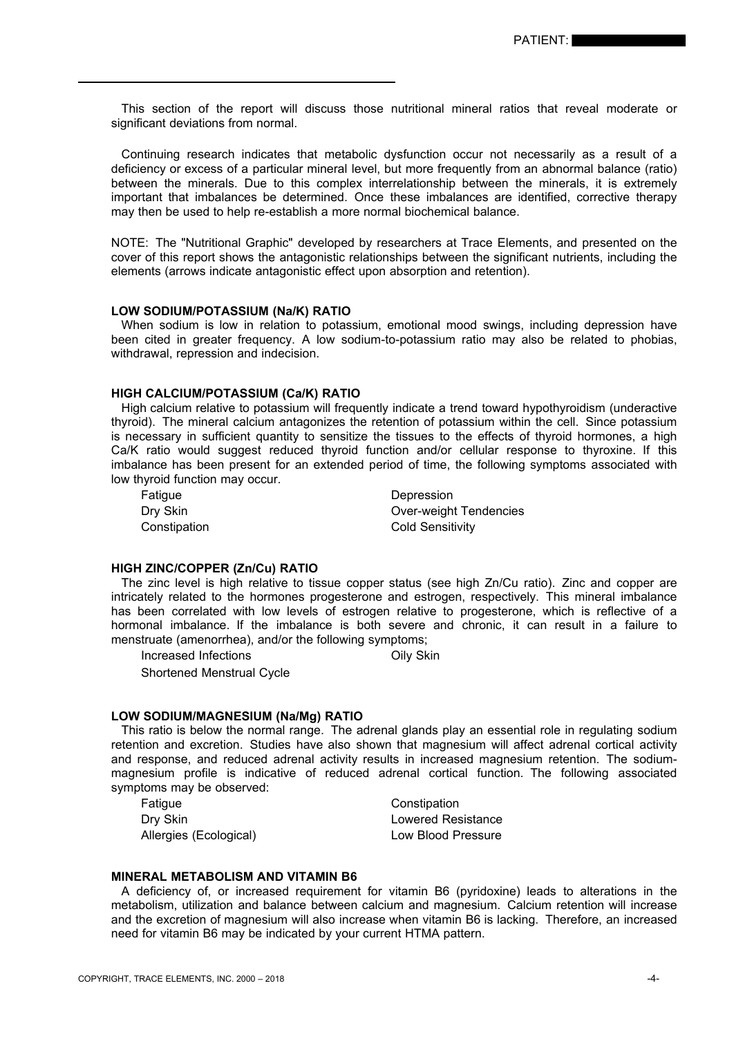This section of the report will discuss those nutritional mineral ratios that reveal moderate or significant deviations from normal.

Continuing research indicates that metabolic dysfunction occur not necessarily as a result of a deficiency or excess of a particular mineral level, but more frequently from an abnormal balance (ratio) between the minerals. Due to this complex interrelationship between the minerals, it is extremely important that imbalances be determined. Once these imbalances are identified, corrective therapy may then be used to help re-establish a more normal biochemical balance.

NOTE: The "Nutritional Graphic" developed by researchers at Trace Elements, and presented on the cover of this report shows the antagonistic relationships between the significant nutrients, including the elements (arrows indicate antagonistic effect upon absorption and retention).

**LOW SODIUM/POTASSIUM (Na/K) RATIO**

When sodium is low in relation to potassium, emotional mood swings, including depression have been cited in greater frequency. A low sodium-to-potassium ratio may also be related to phobias, withdrawal, repression and indecision.

**HIGH CALCIUM/POTASSIUM (Ca/K) RATIO**

High calcium relative to potassium will frequently indicate a trend toward hypothyroidism (underactive thyroid). The mineral calcium antagonizes the retention of potassium within the cell. Since potassium is necessary in sufficient quantity to sensitize the tissues to the effects of thyroid hormones, a high Ca/K ratio would suggest reduced thyroid function and/or cellular response to thyroxine. If this imbalance has been present for an extended period of time, the following symptoms associated with low thyroid function may occur.

- Fatigue
- Depression
- Dry Skin
- Over-weight Tendencies
- Constipation
- Cold Sensitivity

**HIGH ZINC/COPPER (Zn/Cu) RATIO**

The zinc level is high relative to tissue copper status (see high Zn/Cu ratio). Zinc and copper are intricately related to the hormones progesterone and estrogen, respectively. This mineral imbalance has been correlated with low levels of estrogen relative to progesterone, which is reflective of a hormonal imbalance. If the imbalance is both severe and chronic, it can result in a failure to menstruate (amenorrhea), and/or the following symptoms;

- Increased Infections
- Oily Skin
- Shortened Menstrual Cycle

**LOW SODIUM/MAGNESIUM (Na/Mg) RATIO**

This ratio is below the normal range. The adrenal glands play an essential role in regulating sodium retention and excretion. Studies have also shown that magnesium will affect adrenal cortical activity and response, and reduced adrenal activity results in increased magnesium retention. The sodium-magnesium profile is indicative of reduced adrenal cortical function. The following associated symptoms may be observed:

- Fatigue
- Constipation
- Dry Skin
- Lowered Resistance
- Allergies (Ecological)
- Low Blood Pressure

**MINERAL METABOLISM AND VITAMIN B6**

A deficiency of, or increased requirement for vitamin B6 (pyridoxine) leads to alterations in the metabolism, utilization and balance between calcium and magnesium. Calcium retention will increase and the excretion of magnesium will also increase when vitamin B6 is lacking. Therefore, an increased need for vitamin B6 may be indicated by your current HTMA pattern.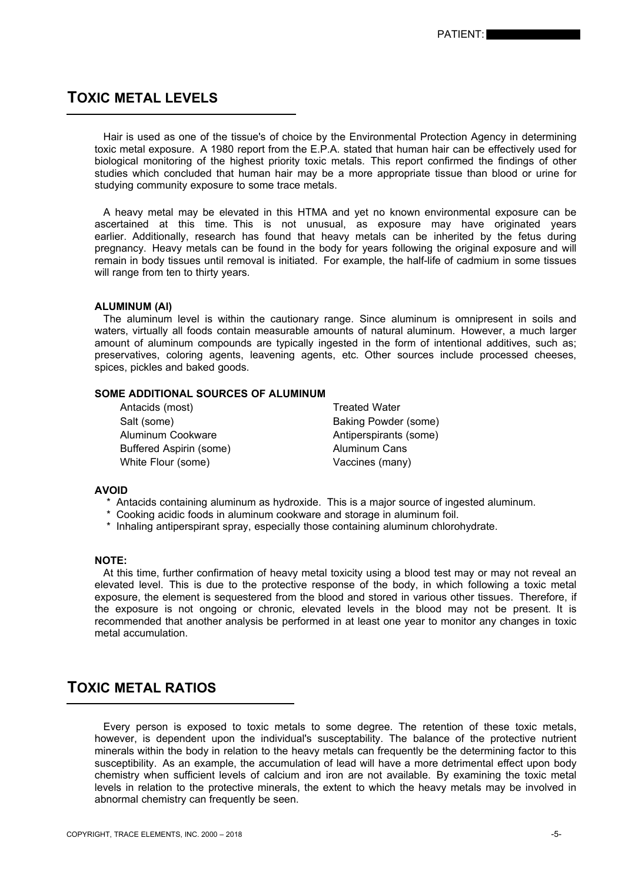## TOXIC METAL LEVELS

Hair is used as one of the tissue's of choice by the Environmental Protection Agency in determining toxic metal exposure. A 1980 report from the E.P.A. stated that human hair can be effectively used for biological monitoring of the highest priority toxic metals. This report confirmed the findings of other studies which concluded that human hair may be a more appropriate tissue than blood or urine for studying community exposure to some trace metals.

A heavy metal may be elevated in this HTMA and yet no known environmental exposure can be ascertained at this time. This is not unusual, as exposure may have originated years earlier. Additionally, research has found that heavy metals can be inherited by the fetus during pregnancy. Heavy metals can be found in the body for years following the original exposure and will remain in body tissues until removal is initiated. For example, the half-life of cadmium in some tissues will range from ten to thirty years.

**ALUMINUM (Al)**

The aluminum level is within the cautionary range. Since aluminum is omnipresent in soils and waters, virtually all foods contain measurable amounts of natural aluminum. However, a much larger amount of aluminum compounds are typically ingested in the form of intentional additives, such as; preservatives, coloring agents, leavening agents, etc. Other sources include processed cheeses, spices, pickles and baked goods.

**SOME ADDITIONAL SOURCES OF ALUMINUM**

- Antacids (most)
- Salt (some)
- Aluminum Cookware
- Buffered Aspirin (some)
- White Flour (some)
- Treated Water
- Baking Powder (some)
- Antiperspirants (some)
- Aluminum Cans
- Vaccines (many)

**AVOID**

- Antacids containing aluminum as hydroxide. This is a major source of ingested aluminum.
- Cooking acidic foods in aluminum cookware and storage in aluminum foil.
- Inhaling antiperspirant spray, especially those containing aluminum chlorohydrate.

**NOTE:**

At this time, further confirmation of heavy metal toxicity using a blood test may or may not reveal an elevated level. This is due to the protective response of the body, in which following a toxic metal exposure, the element is sequestered from the blood and stored in various other tissues. Therefore, if the exposure is not ongoing or chronic, elevated levels in the blood may not be present. It is recommended that another analysis be performed in at least one year to monitor any changes in toxic metal accumulation.

## TOXIC METAL RATIOS

Every person is exposed to toxic metals to some degree. The retention of these toxic metals, however, is dependent upon the individual's susceptability. The balance of the protective nutrient minerals within the body in relation to the heavy metals can frequently be the determining factor to this susceptibility. As an example, the accumulation of lead will have a more detrimental effect upon body chemistry when sufficient levels of calcium and iron are not available. By examining the toxic metal levels in relation to the protective minerals, the extent to which the heavy metals may be involved in abnormal chemistry can frequently be seen.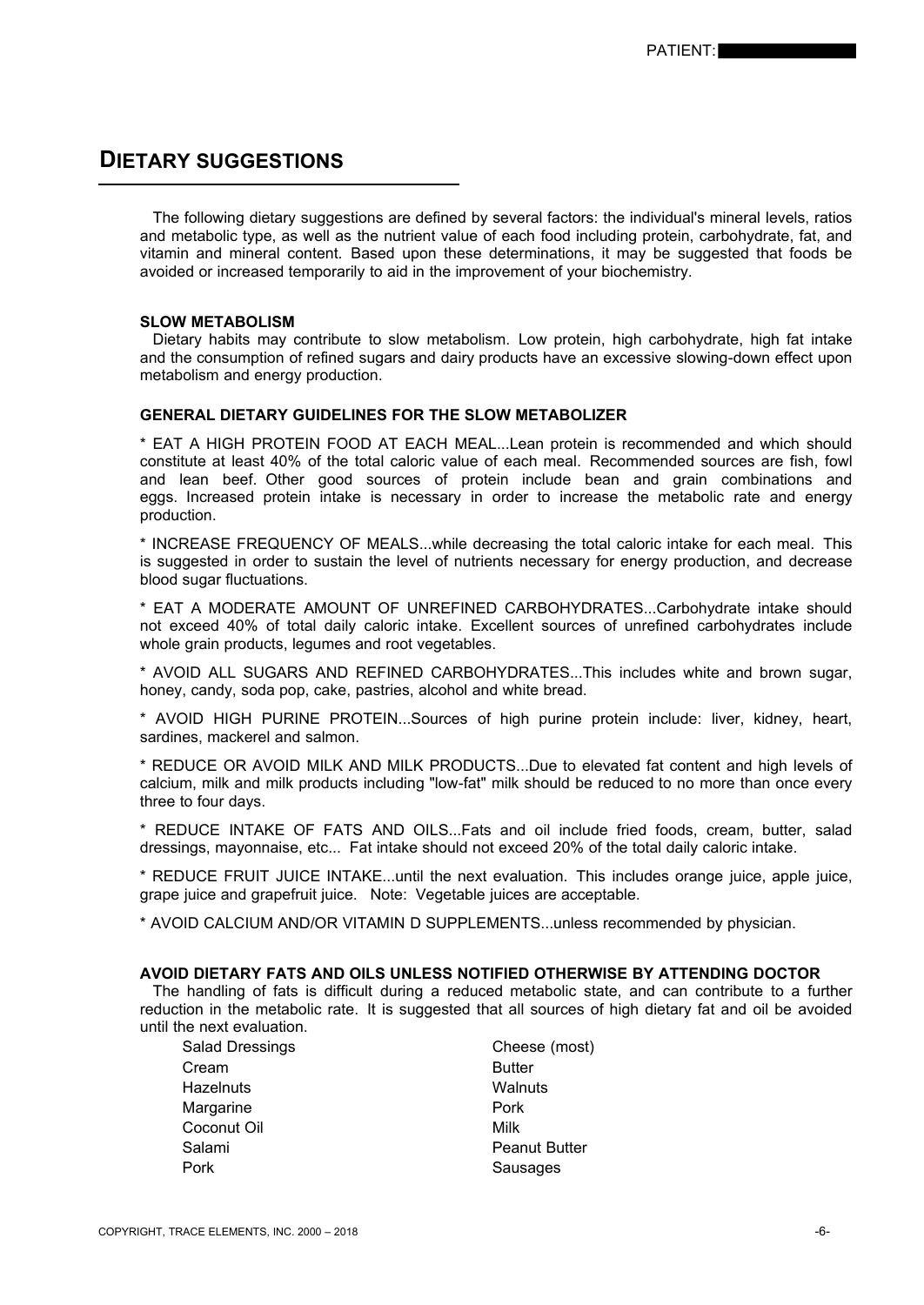PATIENT:

## DIETARY SUGGESTIONS

The following dietary suggestions are defined by several factors: the individual's mineral levels, ratios and metabolic type, as well as the nutrient value of each food including protein, carbohydrate, fat, and vitamin and mineral content. Based upon these determinations, it may be suggested that foods be avoided or increased temporarily to aid in the improvement of your biochemistry.

**SLOW METABOLISM**

Dietary habits may contribute to slow metabolism. Low protein, high carbohydrate, high fat intake and the consumption of refined sugars and dairy products have an excessive slowing-down effect upon metabolism and energy production.

**GENERAL DIETARY GUIDELINES FOR THE SLOW METABOLIZER**

* EAT A HIGH PROTEIN FOOD AT EACH MEAL...Lean protein is recommended and which should constitute at least 40% of the total caloric value of each meal. Recommended sources are fish, fowl and lean beef. Other good sources of protein include bean and grain combinations and eggs. Increased protein intake is necessary in order to increase the metabolic rate and energy production.

* INCREASE FREQUENCY OF MEALS...while decreasing the total caloric intake for each meal. This is suggested in order to sustain the level of nutrients necessary for energy production, and decrease blood sugar fluctuations.

* EAT A MODERATE AMOUNT OF UNREFINED CARBOHYDRATES...Carbohydrate intake should not exceed 40% of total daily caloric intake. Excellent sources of unrefined carbohydrates include whole grain products, legumes and root vegetables.

* AVOID ALL SUGARS AND REFINED CARBOHYDRATES...This includes white and brown sugar, honey, candy, soda pop, cake, pastries, alcohol and white bread.

* AVOID HIGH PURINE PROTEIN...Sources of high purine protein include: liver, kidney, heart, sardines, mackerel and salmon.

* REDUCE OR AVOID MILK AND MILK PRODUCTS...Due to elevated fat content and high levels of calcium, milk and milk products including "low-fat" milk should be reduced to no more than once every three to four days.

* REDUCE INTAKE OF FATS AND OILS...Fats and oil include fried foods, cream, butter, salad dressings, mayonnaise, etc... Fat intake should not exceed 20% of the total daily caloric intake.

* REDUCE FRUIT JUICE INTAKE...until the next evaluation. This includes orange juice, apple juice, grape juice and grapefruit juice. Note: Vegetable juices are acceptable.

* AVOID CALCIUM AND/OR VITAMIN D SUPPLEMENTS...unless recommended by physician.

**AVOID DIETARY FATS AND OILS UNLESS NOTIFIED OTHERWISE BY ATTENDING DOCTOR**

The handling of fats is difficult during a reduced metabolic state, and can contribute to a further reduction in the metabolic rate. It is suggested that all sources of high dietary fat and oil be avoided until the next evaluation.

| | |
|---|---|
| Salad Dressings | Cheese (most) |
| Cream | Butter |
| Hazelnuts | Walnuts |
| Margarine | Pork |
| Coconut Oil | Milk |
| Salami | Peanut Butter |
| Pork | Sausages |

COPYRIGHT, TRACE ELEMENTS, INC. 2000 – 2018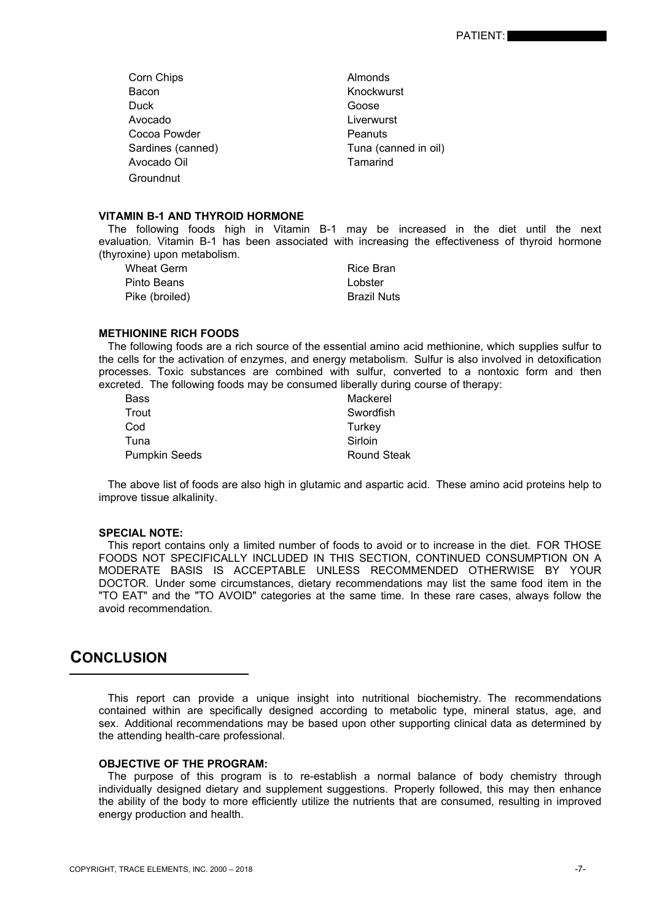| | |
|---|---|
| Corn Chips | Almonds |
| Bacon | Knockwurst |
| Duck | Goose |
| Avocado | Liverwurst |
| Cocoa Powder | Peanuts |
| Sardines (canned) | Tuna (canned in oil) |
| Avocado Oil | Tamarind |
| Groundnut | |

**VITAMIN B-1 AND THYROID HORMONE**

The following foods high in Vitamin B-1 may be increased in the diet until the next evaluation. Vitamin B-1 has been associated with increasing the effectiveness of thyroid hormone (thyroxine) upon metabolism.

| | |
|---|---|
| Wheat Germ | Rice Bran |
| Pinto Beans | Lobster |
| Pike (broiled) | Brazil Nuts |

**METHIONINE RICH FOODS**

The following foods are a rich source of the essential amino acid methionine, which supplies sulfur to the cells for the activation of enzymes, and energy metabolism. Sulfur is also involved in detoxification processes. Toxic substances are combined with sulfur, converted to a nontoxic form and then excreted. The following foods may be consumed liberally during course of therapy:

| | |
|---|---|
| Bass | Mackerel |
| Trout | Swordfish |
| Cod | Turkey |
| Tuna | Sirloin |
| Pumpkin Seeds | Round Steak |

The above list of foods are also high in glutamic and aspartic acid. These amino acid proteins help to improve tissue alkalinity.

**SPECIAL NOTE:**

This report contains only a limited number of foods to avoid or to increase in the diet. FOR THOSE FOODS NOT SPECIFICALLY INCLUDED IN THIS SECTION, CONTINUED CONSUMPTION ON A MODERATE BASIS IS ACCEPTABLE UNLESS RECOMMENDED OTHERWISE BY YOUR DOCTOR. Under some circumstances, dietary recommendations may list the same food item in the "TO EAT" and the "TO AVOID" categories at the same time. In these rare cases, always follow the avoid recommendation.

## CONCLUSION

This report can provide a unique insight into nutritional biochemistry. The recommendations contained within are specifically designed according to metabolic type, mineral status, age, and sex. Additional recommendations may be based upon other supporting clinical data as determined by the attending health-care professional.

**OBJECTIVE OF THE PROGRAM:**

The purpose of this program is to re-establish a normal balance of body chemistry through individually designed dietary and supplement suggestions. Properly followed, this may then enhance the ability of the body to more efficiently utilize the nutrients that are consumed, resulting in improved energy production and health.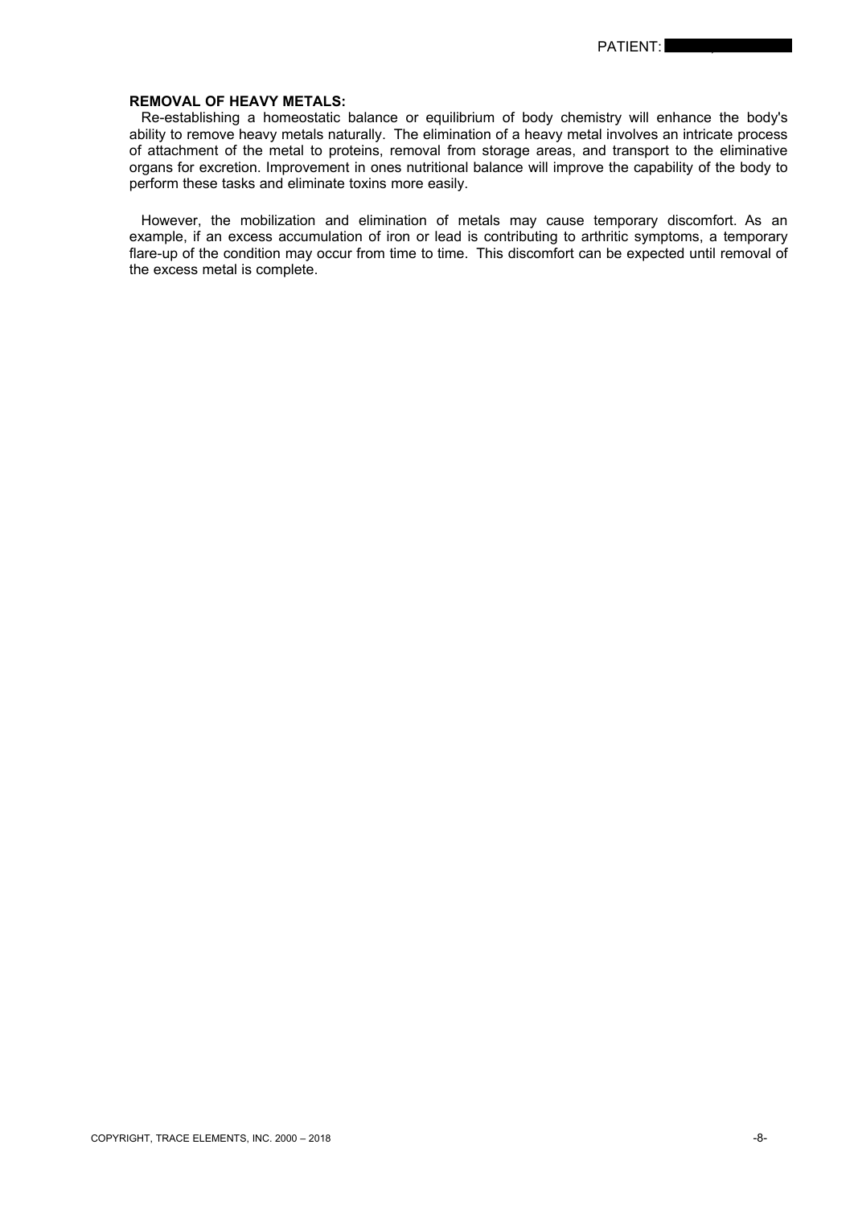**REMOVAL OF HEAVY METALS:**

Re-establishing a homeostatic balance or equilibrium of body chemistry will enhance the body's ability to remove heavy metals naturally. The elimination of a heavy metal involves an intricate process of attachment of the metal to proteins, removal from storage areas, and transport to the eliminative organs for excretion. Improvement in ones nutritional balance will improve the capability of the body to perform these tasks and eliminate toxins more easily.

However, the mobilization and elimination of metals may cause temporary discomfort. As an example, if an excess accumulation of iron or lead is contributing to arthritic symptoms, a temporary flare-up of the condition may occur from time to time. This discomfort can be expected until removal of the excess metal is complete.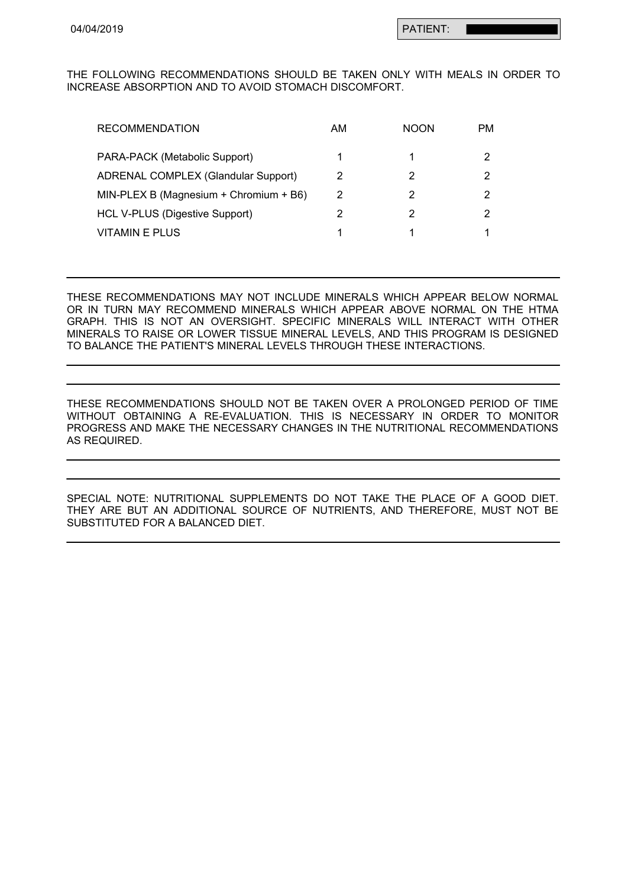04/04/2019

PATIENT:

THE FOLLOWING RECOMMENDATIONS SHOULD BE TAKEN ONLY WITH MEALS IN ORDER TO INCREASE ABSORPTION AND TO AVOID STOMACH DISCOMFORT.

| RECOMMENDATION | AM | NOON | PM |
|---|---|---|---|
| PARA-PACK (Metabolic Support) | 1 | 1 | 2 |
| ADRENAL COMPLEX (Glandular Support) | 2 | 2 | 2 |
| MIN-PLEX B (Magnesium + Chromium + B6) | 2 | 2 | 2 |
| HCL V-PLUS (Digestive Support) | 2 | 2 | 2 |
| VITAMIN E PLUS | 1 | 1 | 1 |

---

THESE RECOMMENDATIONS MAY NOT INCLUDE MINERALS WHICH APPEAR BELOW NORMAL OR IN TURN MAY RECOMMEND MINERALS WHICH APPEAR ABOVE NORMAL ON THE HTMA GRAPH. THIS IS NOT AN OVERSIGHT. SPECIFIC MINERALS WILL INTERACT WITH OTHER MINERALS TO RAISE OR LOWER TISSUE MINERAL LEVELS, AND THIS PROGRAM IS DESIGNED TO BALANCE THE PATIENT'S MINERAL LEVELS THROUGH THESE INTERACTIONS.

---

THESE RECOMMENDATIONS SHOULD NOT BE TAKEN OVER A PROLONGED PERIOD OF TIME WITHOUT OBTAINING A RE-EVALUATION. THIS IS NECESSARY IN ORDER TO MONITOR PROGRESS AND MAKE THE NECESSARY CHANGES IN THE NUTRITIONAL RECOMMENDATIONS AS REQUIRED.

---

SPECIAL NOTE: NUTRITIONAL SUPPLEMENTS DO NOT TAKE THE PLACE OF A GOOD DIET. THEY ARE BUT AN ADDITIONAL SOURCE OF NUTRIENTS, AND THEREFORE, MUST NOT BE SUBSTITUTED FOR A BALANCED DIET.